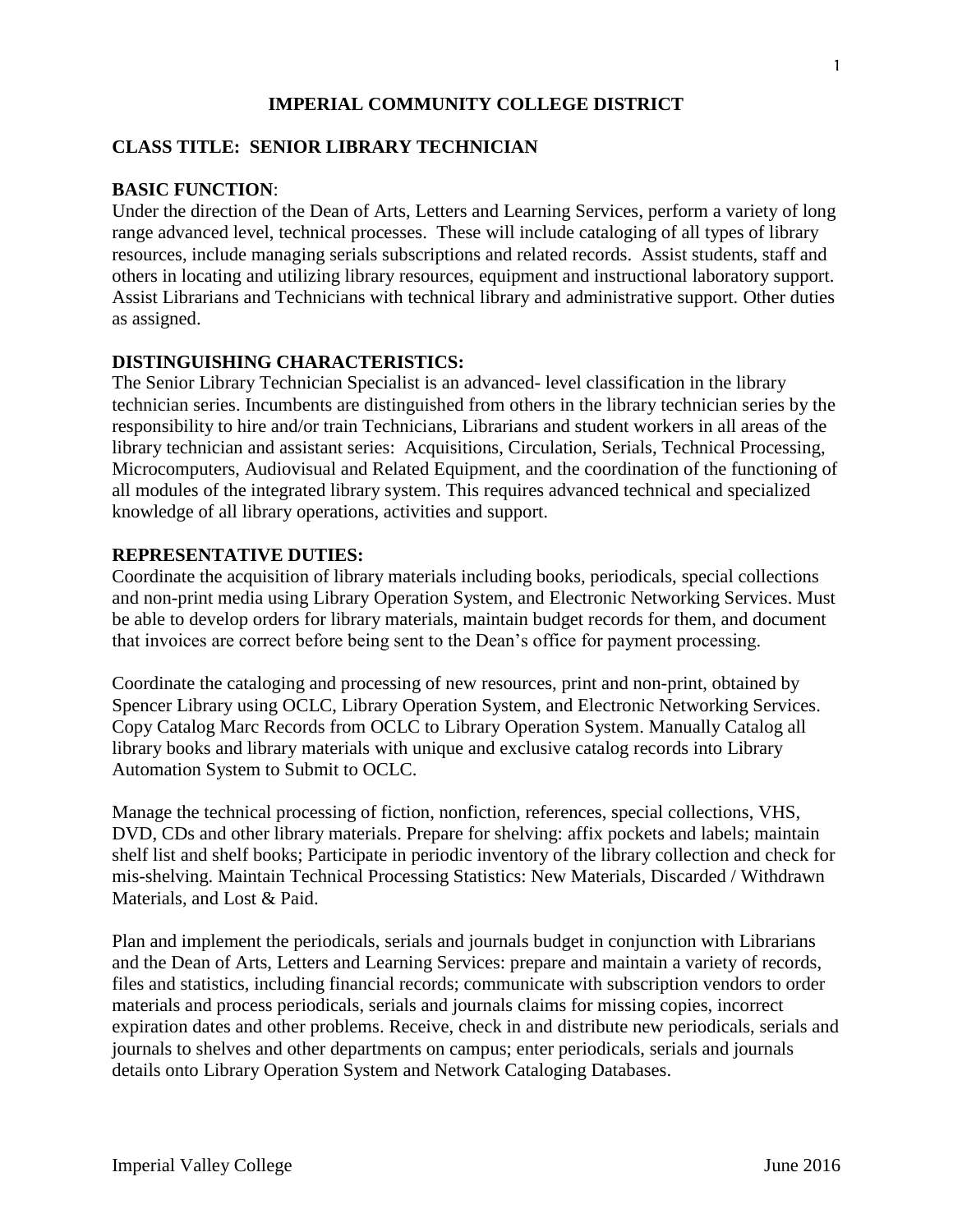# IMPERIAL COMMUNITY COLLEGE DISTRICT

## CLASS TITLE: SENIOR LIBRARY TECHNICIAN

### BASIC FUNCTION:

Under the direction of the Dean of Arts, Letters and Learning Services, perform a variety of long range advanced level, technical processes. These will include cataloging of all types of library resources, include managing serials subscriptions and related records. Assist students, staff and others in locating and utilizing library resources, equipment and instructional laboratory support. Assist Librarians and Technicians with technical library and administrative support. Other duties as assigned.

### DISTINGUISHING CHARACTERISTICS:

The Senior Library Technician Specialist is an advanced- level classification in the library technician series. Incumbents are distinguished from others in the library technician series by the responsibility to hire and/or train Technicians, Librarians and student workers in all areas of the library technician and assistant series: Acquisitions, Circulation, Serials, Technical Processing, Microcomputers, Audiovisual and Related Equipment, and the coordination of the functioning of all modules of the integrated library system. This requires advanced technical and specialized knowledge of all library operations, activities and support.

### REPRESENTATIVE DUTIES:

Coordinate the acquisition of library materials including books, periodicals, special collections and non-print media using Library Operation System, and Electronic Networking Services. Must be able to develop orders for library materials, maintain budget records for them, and document that invoices are correct before being sent to the Dean's office for payment processing.

Coordinate the cataloging and processing of new resources, print and non-print, obtained by Spencer Library using OCLC, Library Operation System, and Electronic Networking Services. Copy Catalog Marc Records from OCLC to Library Operation System. Manually Catalog all library books and library materials with unique and exclusive catalog records into Library Automation System to Submit to OCLC.

Manage the technical processing of fiction, nonfiction, references, special collections, VHS, DVD, CDs and other library materials. Prepare for shelving: affix pockets and labels; maintain shelf list and shelf books; Participate in periodic inventory of the library collection and check for mis-shelving. Maintain Technical Processing Statistics: New Materials, Discarded / Withdrawn Materials, and Lost & Paid.

Plan and implement the periodicals, serials and journals budget in conjunction with Librarians and the Dean of Arts, Letters and Learning Services: prepare and maintain a variety of records, files and statistics, including financial records; communicate with subscription vendors to order materials and process periodicals, serials and journals claims for missing copies, incorrect expiration dates and other problems. Receive, check in and distribute new periodicals, serials and journals to shelves and other departments on campus; enter periodicals, serials and journals details onto Library Operation System and Network Cataloging Databases.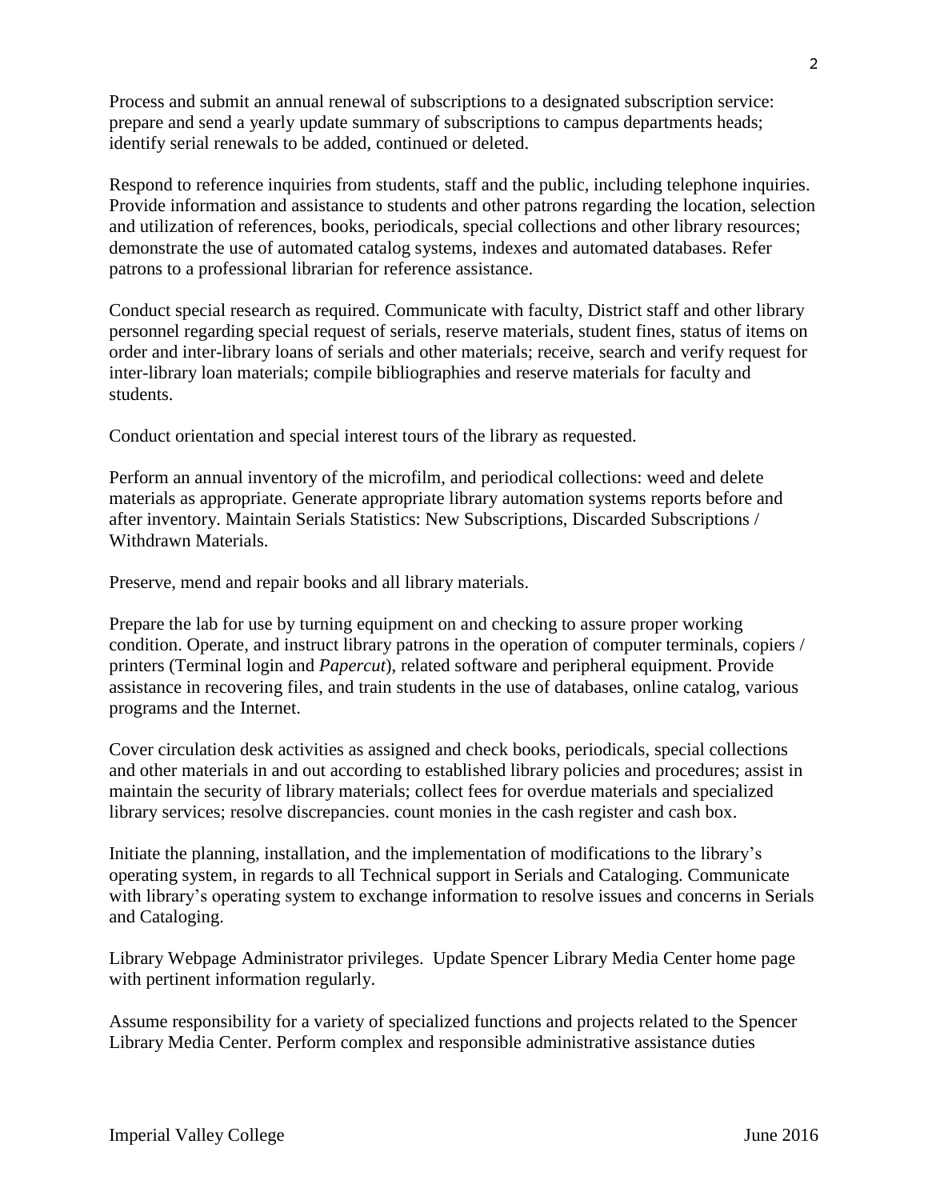Process and submit an annual renewal of subscriptions to a designated subscription service: prepare and send a yearly update summary of subscriptions to campus departments heads; identify serial renewals to be added, continued or deleted.

Respond to reference inquiries from students, staff and the public, including telephone inquiries. Provide information and assistance to students and other patrons regarding the location, selection and utilization of references, books, periodicals, special collections and other library resources; demonstrate the use of automated catalog systems, indexes and automated databases. Refer patrons to a professional librarian for reference assistance.

Conduct special research as required. Communicate with faculty, District staff and other library personnel regarding special request of serials, reserve materials, student fines, status of items on order and inter-library loans of serials and other materials; receive, search and verify request for inter-library loan materials; compile bibliographies and reserve materials for faculty and students.

Conduct orientation and special interest tours of the library as requested.

Perform an annual inventory of the microfilm, and periodical collections: weed and delete materials as appropriate. Generate appropriate library automation systems reports before and after inventory. Maintain Serials Statistics: New Subscriptions, Discarded Subscriptions / Withdrawn Materials.

Preserve, mend and repair books and all library materials.

Prepare the lab for use by turning equipment on and checking to assure proper working condition. Operate, and instruct library patrons in the operation of computer terminals, copiers / printers (Terminal login and *Papercut*), related software and peripheral equipment. Provide assistance in recovering files, and train students in the use of databases, online catalog, various programs and the Internet.

Cover circulation desk activities as assigned and check books, periodicals, special collections and other materials in and out according to established library policies and procedures; assist in maintain the security of library materials; collect fees for overdue materials and specialized library services; resolve discrepancies. count monies in the cash register and cash box.

Initiate the planning, installation, and the implementation of modifications to the library's operating system, in regards to all Technical support in Serials and Cataloging. Communicate with library's operating system to exchange information to resolve issues and concerns in Serials and Cataloging.

Library Webpage Administrator privileges. Update Spencer Library Media Center home page with pertinent information regularly.

Assume responsibility for a variety of specialized functions and projects related to the Spencer Library Media Center. Perform complex and responsible administrative assistance duties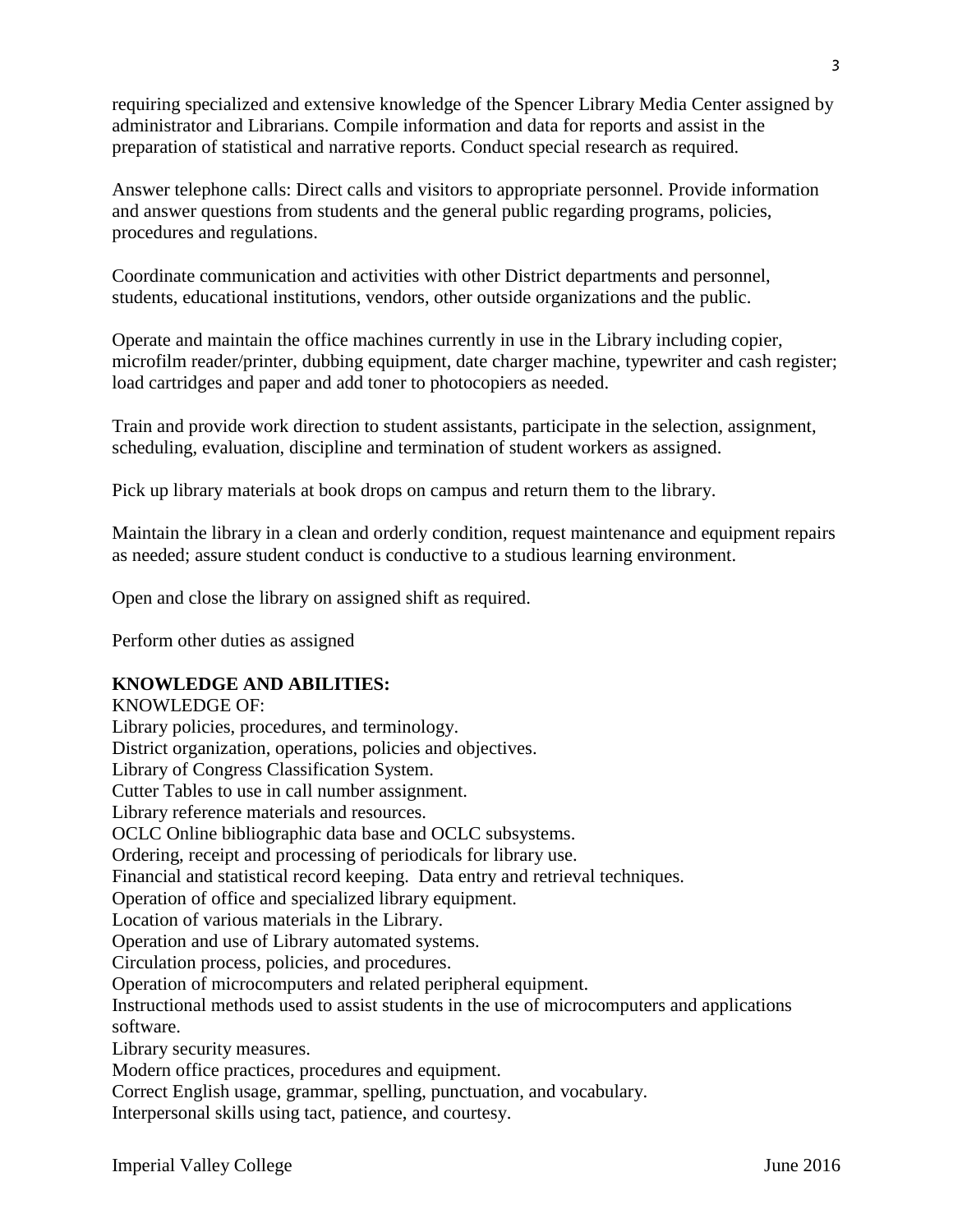requiring specialized and extensive knowledge of the Spencer Library Media Center assigned by administrator and Librarians. Compile information and data for reports and assist in the preparation of statistical and narrative reports. Conduct special research as required.

Answer telephone calls: Direct calls and visitors to appropriate personnel. Provide information and answer questions from students and the general public regarding programs, policies, procedures and regulations.

Coordinate communication and activities with other District departments and personnel, students, educational institutions, vendors, other outside organizations and the public.

Operate and maintain the office machines currently in use in the Library including copier, microfilm reader/printer, dubbing equipment, date charger machine, typewriter and cash register; load cartridges and paper and add toner to photocopiers as needed.

Train and provide work direction to student assistants, participate in the selection, assignment, scheduling, evaluation, discipline and termination of student workers as assigned.

Pick up library materials at book drops on campus and return them to the library.

Maintain the library in a clean and orderly condition, request maintenance and equipment repairs as needed; assure student conduct is conductive to a studious learning environment.

Open and close the library on assigned shift as required.

Perform other duties as assigned

**KNOWLEDGE AND ABILITIES:**

KNOWLEDGE OF:

Library policies, procedures, and terminology.
District organization, operations, policies and objectives.
Library of Congress Classification System.
Cutter Tables to use in call number assignment.
Library reference materials and resources.
OCLC Online bibliographic data base and OCLC subsystems.
Ordering, receipt and processing of periodicals for library use.
Financial and statistical record keeping. Data entry and retrieval techniques.
Operation of office and specialized library equipment.
Location of various materials in the Library.
Operation and use of Library automated systems.
Circulation process, policies, and procedures.
Operation of microcomputers and related peripheral equipment.
Instructional methods used to assist students in the use of microcomputers and applications software.
Library security measures.
Modern office practices, procedures and equipment.
Correct English usage, grammar, spelling, punctuation, and vocabulary.
Interpersonal skills using tact, patience, and courtesy.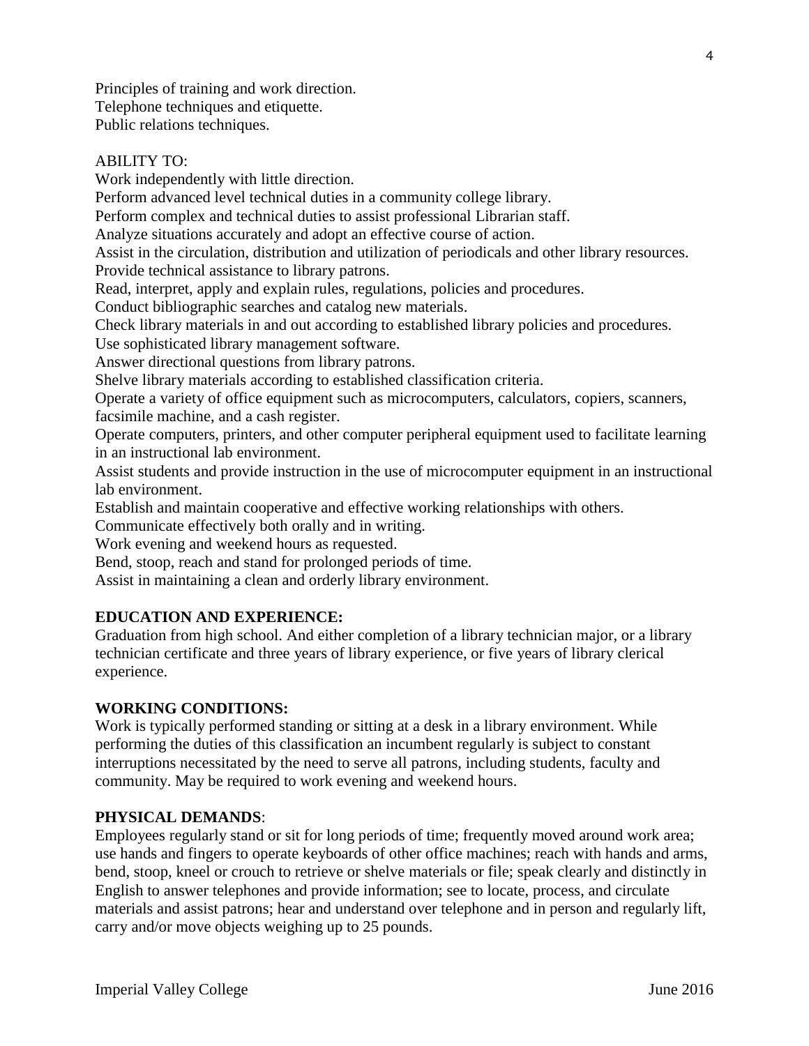Principles of training and work direction.
Telephone techniques and etiquette.
Public relations techniques.

ABILITY TO:
Work independently with little direction.
Perform advanced level technical duties in a community college library.
Perform complex and technical duties to assist professional Librarian staff.
Analyze situations accurately and adopt an effective course of action.
Assist in the circulation, distribution and utilization of periodicals and other library resources.
Provide technical assistance to library patrons.
Read, interpret, apply and explain rules, regulations, policies and procedures.
Conduct bibliographic searches and catalog new materials.
Check library materials in and out according to established library policies and procedures.
Use sophisticated library management software.
Answer directional questions from library patrons.
Shelve library materials according to established classification criteria.
Operate a variety of office equipment such as microcomputers, calculators, copiers, scanners, facsimile machine, and a cash register.
Operate computers, printers, and other computer peripheral equipment used to facilitate learning in an instructional lab environment.
Assist students and provide instruction in the use of microcomputer equipment in an instructional lab environment.
Establish and maintain cooperative and effective working relationships with others.
Communicate effectively both orally and in writing.
Work evening and weekend hours as requested.
Bend, stoop, reach and stand for prolonged periods of time.
Assist in maintaining a clean and orderly library environment.

**EDUCATION AND EXPERIENCE:**
Graduation from high school. And either completion of a library technician major, or a library technician certificate and three years of library experience, or five years of library clerical experience.

**WORKING CONDITIONS:**
Work is typically performed standing or sitting at a desk in a library environment. While performing the duties of this classification an incumbent regularly is subject to constant interruptions necessitated by the need to serve all patrons, including students, faculty and community. May be required to work evening and weekend hours.

**PHYSICAL DEMANDS**:
Employees regularly stand or sit for long periods of time; frequently moved around work area; use hands and fingers to operate keyboards of other office machines; reach with hands and arms, bend, stoop, kneel or crouch to retrieve or shelve materials or file; speak clearly and distinctly in English to answer telephones and provide information; see to locate, process, and circulate materials and assist patrons; hear and understand over telephone and in person and regularly lift, carry and/or move objects weighing up to 25 pounds.